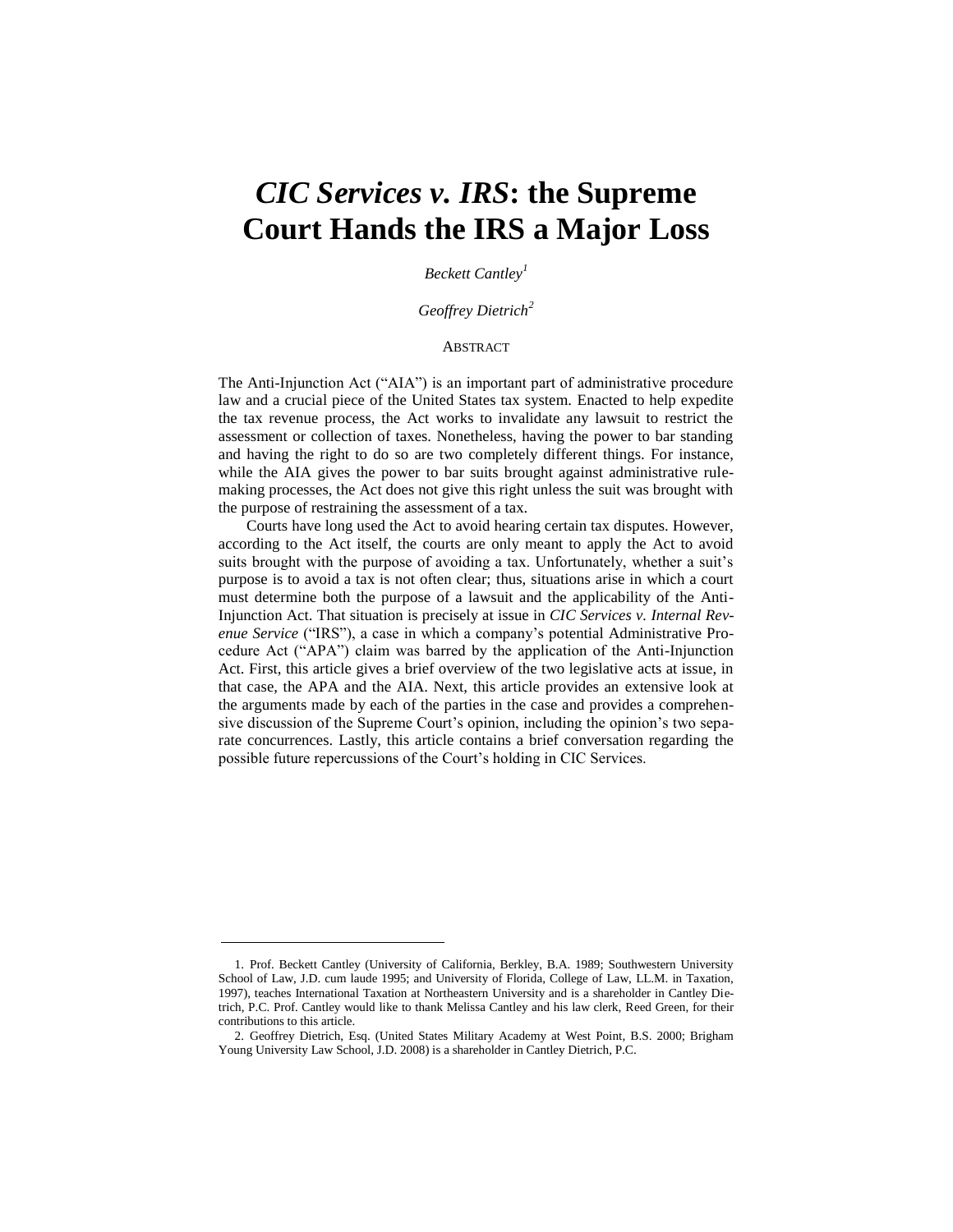# *CIC Services v. IRS*: the Supreme Court Hands the IRS a Major Loss

*Beckett Cantley*[1]

*Geoffrey Dietrich*[2]

ABSTRACT

The Anti-Injunction Act ("AIA") is an important part of administrative procedure law and a crucial piece of the United States tax system. Enacted to help expedite the tax revenue process, the Act works to invalidate any lawsuit to restrict the assessment or collection of taxes. Nonetheless, having the power to bar standing and having the right to do so are two completely different things. For instance, while the AIA gives the power to bar suits brought against administrative rule-making processes, the Act does not give this right unless the suit was brought with the purpose of restraining the assessment of a tax.

Courts have long used the Act to avoid hearing certain tax disputes. However, according to the Act itself, the courts are only meant to apply the Act to avoid suits brought with the purpose of avoiding a tax. Unfortunately, whether a suit's purpose is to avoid a tax is not often clear; thus, situations arise in which a court must determine both the purpose of a lawsuit and the applicability of the Anti-Injunction Act. That situation is precisely at issue in *CIC Services v. Internal Revenue Service* ("IRS"), a case in which a company's potential Administrative Procedure Act ("APA") claim was barred by the application of the Anti-Injunction Act. First, this article gives a brief overview of the two legislative acts at issue, in that case, the APA and the AIA. Next, this article provides an extensive look at the arguments made by each of the parties in the case and provides a comprehensive discussion of the Supreme Court's opinion, including the opinion's two separate concurrences. Lastly, this article contains a brief conversation regarding the possible future repercussions of the Court's holding in CIC Services.

---

1. Prof. Beckett Cantley (University of California, Berkley, B.A. 1989; Southwestern University School of Law, J.D. cum laude 1995; and University of Florida, College of Law, LL.M. in Taxation, 1997), teaches International Taxation at Northeastern University and is a shareholder in Cantley Dietrich, P.C. Prof. Cantley would like to thank Melissa Cantley and his law clerk, Reed Green, for their contributions to this article.

2. Geoffrey Dietrich, Esq. (United States Military Academy at West Point, B.S. 2000; Brigham Young University Law School, J.D. 2008) is a shareholder in Cantley Dietrich, P.C.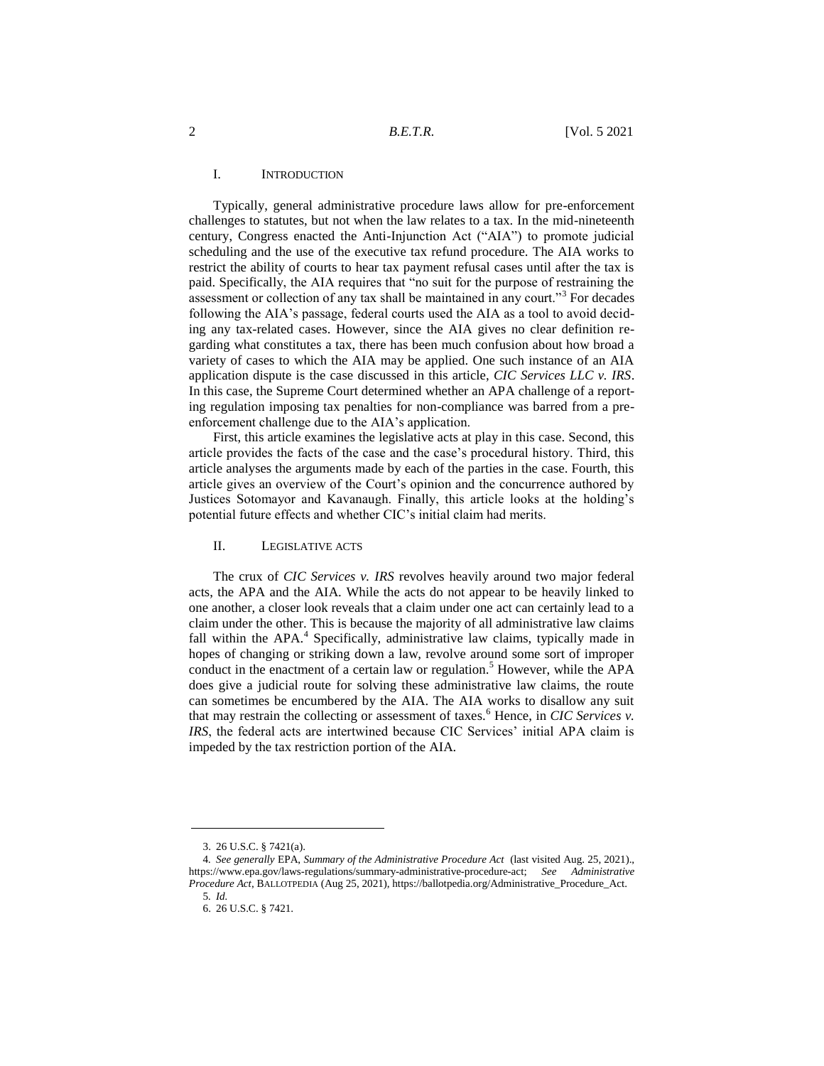## I. INTRODUCTION

Typically, general administrative procedure laws allow for pre-enforcement challenges to statutes, but not when the law relates to a tax. In the mid-nineteenth century, Congress enacted the Anti-Injunction Act ("AIA") to promote judicial scheduling and the use of the executive tax refund procedure. The AIA works to restrict the ability of courts to hear tax payment refusal cases until after the tax is paid. Specifically, the AIA requires that "no suit for the purpose of restraining the assessment or collection of any tax shall be maintained in any court."[3] For decades following the AIA's passage, federal courts used the AIA as a tool to avoid deciding any tax-related cases. However, since the AIA gives no clear definition regarding what constitutes a tax, there has been much confusion about how broad a variety of cases to which the AIA may be applied. One such instance of an AIA application dispute is the case discussed in this article, *CIC Services LLC v. IRS*. In this case, the Supreme Court determined whether an APA challenge of a reporting regulation imposing tax penalties for non-compliance was barred from a pre-enforcement challenge due to the AIA's application.

First, this article examines the legislative acts at play in this case. Second, this article provides the facts of the case and the case's procedural history. Third, this article analyses the arguments made by each of the parties in the case. Fourth, this article gives an overview of the Court's opinion and the concurrence authored by Justices Sotomayor and Kavanaugh. Finally, this article looks at the holding's potential future effects and whether CIC's initial claim had merits.

## II. LEGISLATIVE ACTS

The crux of *CIC Services v. IRS* revolves heavily around two major federal acts, the APA and the AIA. While the acts do not appear to be heavily linked to one another, a closer look reveals that a claim under one act can certainly lead to a claim under the other. This is because the majority of all administrative law claims fall within the APA.[4] Specifically, administrative law claims, typically made in hopes of changing or striking down a law, revolve around some sort of improper conduct in the enactment of a certain law or regulation.[5] However, while the APA does give a judicial route for solving these administrative law claims, the route can sometimes be encumbered by the AIA. The AIA works to disallow any suit that may restrain the collecting or assessment of taxes.[6] Hence, in *CIC Services v. IRS*, the federal acts are intertwined because CIC Services' initial APA claim is impeded by the tax restriction portion of the AIA.

---

3. 26 U.S.C. § 7421(a).

4. *See generally* EPA, *Summary of the Administrative Procedure Act* (last visited Aug. 25, 2021)., https://www.epa.gov/laws-regulations/summary-administrative-procedure-act; *See Administrative Procedure Act*, BALLOTPEDIA (Aug 25, 2021), https://ballotpedia.org/Administrative_Procedure_Act.

5. *Id.*

6. 26 U.S.C. § 7421.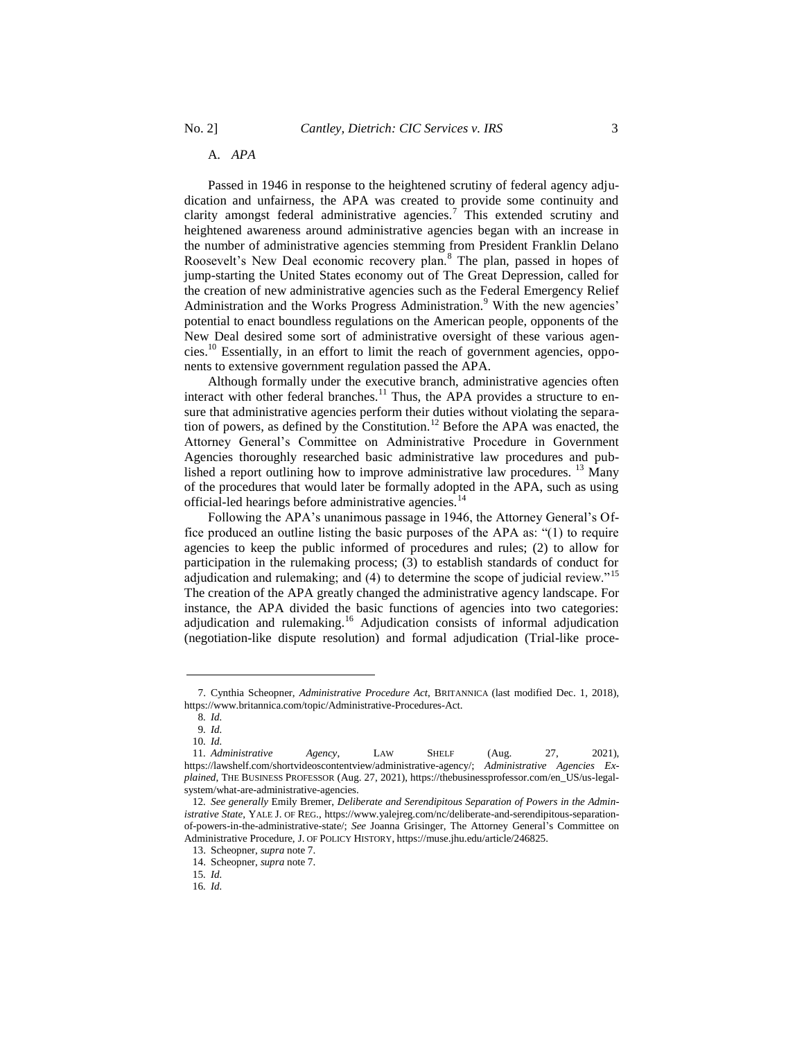### A. *APA*

Passed in 1946 in response to the heightened scrutiny of federal agency adjudication and unfairness, the APA was created to provide some continuity and clarity amongst federal administrative agencies.[7] This extended scrutiny and heightened awareness around administrative agencies began with an increase in the number of administrative agencies stemming from President Franklin Delano Roosevelt's New Deal economic recovery plan.[8] The plan, passed in hopes of jump-starting the United States economy out of The Great Depression, called for the creation of new administrative agencies such as the Federal Emergency Relief Administration and the Works Progress Administration.[9] With the new agencies' potential to enact boundless regulations on the American people, opponents of the New Deal desired some sort of administrative oversight of these various agencies.[10] Essentially, in an effort to limit the reach of government agencies, opponents to extensive government regulation passed the APA.

Although formally under the executive branch, administrative agencies often interact with other federal branches.[11] Thus, the APA provides a structure to ensure that administrative agencies perform their duties without violating the separation of powers, as defined by the Constitution.[12] Before the APA was enacted, the Attorney General's Committee on Administrative Procedure in Government Agencies thoroughly researched basic administrative law procedures and published a report outlining how to improve administrative law procedures.[13] Many of the procedures that would later be formally adopted in the APA, such as using official-led hearings before administrative agencies.[14]

Following the APA's unanimous passage in 1946, the Attorney General's Office produced an outline listing the basic purposes of the APA as: "(1) to require agencies to keep the public informed of procedures and rules; (2) to allow for participation in the rulemaking process; (3) to establish standards of conduct for adjudication and rulemaking; and (4) to determine the scope of judicial review."[15] The creation of the APA greatly changed the administrative agency landscape. For instance, the APA divided the basic functions of agencies into two categories: adjudication and rulemaking.[16] Adjudication consists of informal adjudication (negotiation-like dispute resolution) and formal adjudication (Trial-like proce-

---

7. Cynthia Scheopner, *Administrative Procedure Act*, BRITANNICA (last modified Dec. 1, 2018), https://www.britannica.com/topic/Administrative-Procedures-Act.

8. *Id.*

9. *Id.*

10. *Id.*

11. *Administrative Agency*, LAW SHELF (Aug. 27, 2021), https://lawshelf.com/shortvideoscontentview/administrative-agency/; *Administrative Agencies Explained*, THE BUSINESS PROFESSOR (Aug. 27, 2021), https://thebusinessprofessor.com/en_US/us-legal-system/what-are-administrative-agencies.

12. *See generally* Emily Bremer, *Deliberate and Serendipitous Separation of Powers in the Administrative State*, YALE J. OF REG., https://www.yalejreg.com/nc/deliberate-and-serendipitous-separation-of-powers-in-the-administrative-state/; *See* Joanna Grisinger, The Attorney General's Committee on Administrative Procedure, J. OF POLICY HISTORY, https://muse.jhu.edu/article/246825.

13. Scheopner, *supra* note 7.

14. Scheopner, *supra* note 7.

15. *Id.*

16. *Id.*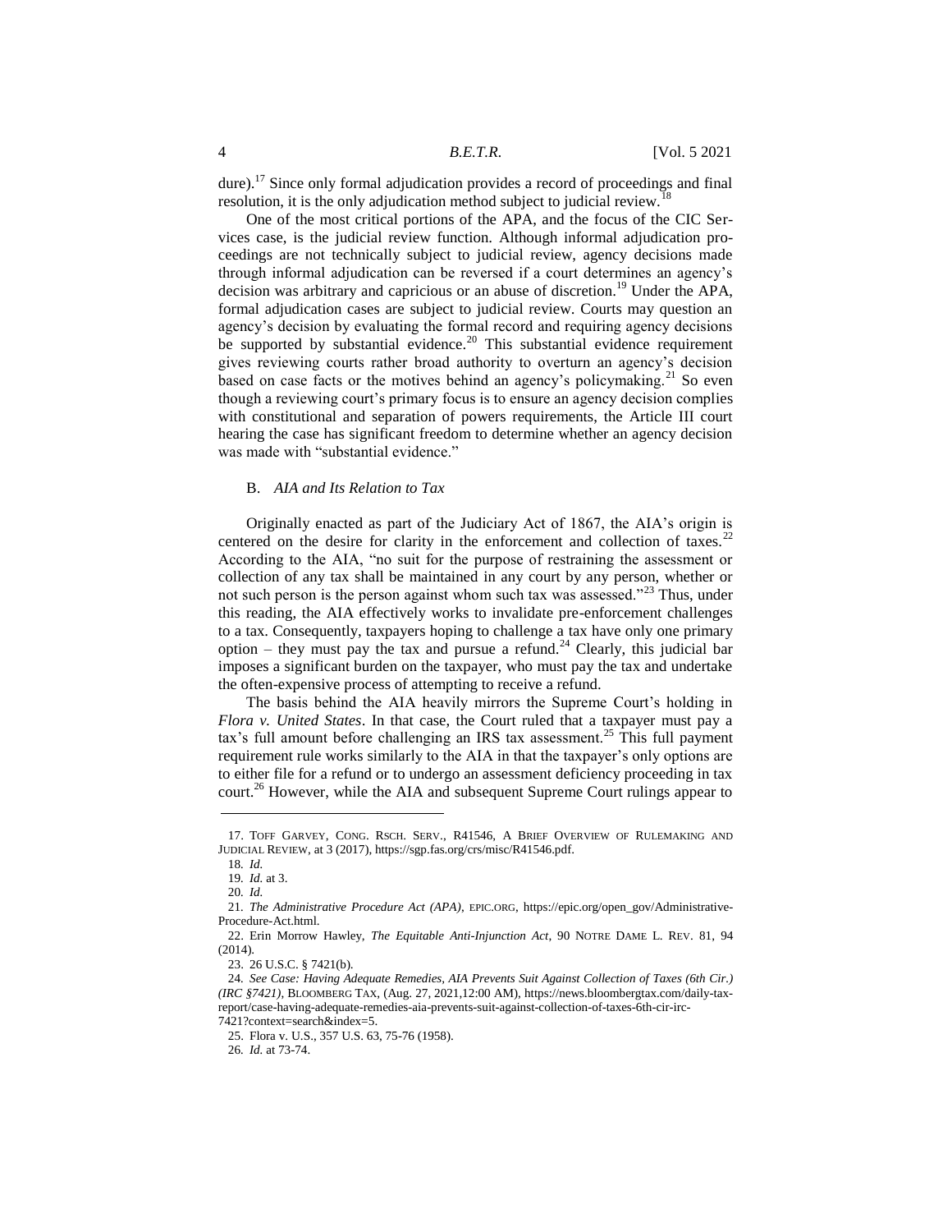dure).[17] Since only formal adjudication provides a record of proceedings and final resolution, it is the only adjudication method subject to judicial review.[18]

One of the most critical portions of the APA, and the focus of the CIC Services case, is the judicial review function. Although informal adjudication proceedings are not technically subject to judicial review, agency decisions made through informal adjudication can be reversed if a court determines an agency's decision was arbitrary and capricious or an abuse of discretion.[19] Under the APA, formal adjudication cases are subject to judicial review. Courts may question an agency's decision by evaluating the formal record and requiring agency decisions be supported by substantial evidence.[20] This substantial evidence requirement gives reviewing courts rather broad authority to overturn an agency's decision based on case facts or the motives behind an agency's policymaking.[21] So even though a reviewing court's primary focus is to ensure an agency decision complies with constitutional and separation of powers requirements, the Article III court hearing the case has significant freedom to determine whether an agency decision was made with "substantial evidence."

### B. *AIA and Its Relation to Tax*

Originally enacted as part of the Judiciary Act of 1867, the AIA's origin is centered on the desire for clarity in the enforcement and collection of taxes.[22] According to the AIA, "no suit for the purpose of restraining the assessment or collection of any tax shall be maintained in any court by any person, whether or not such person is the person against whom such tax was assessed."[23] Thus, under this reading, the AIA effectively works to invalidate pre-enforcement challenges to a tax. Consequently, taxpayers hoping to challenge a tax have only one primary option – they must pay the tax and pursue a refund.[24] Clearly, this judicial bar imposes a significant burden on the taxpayer, who must pay the tax and undertake the often-expensive process of attempting to receive a refund.

The basis behind the AIA heavily mirrors the Supreme Court's holding in *Flora v. United States*. In that case, the Court ruled that a taxpayer must pay a tax's full amount before challenging an IRS tax assessment.[25] This full payment requirement rule works similarly to the AIA in that the taxpayer's only options are to either file for a refund or to undergo an assessment deficiency proceeding in tax court.[26] However, while the AIA and subsequent Supreme Court rulings appear to

---

17. TOFF GARVEY, CONG. RSCH. SERV., R41546, A BRIEF OVERVIEW OF RULEMAKING AND JUDICIAL REVIEW, at 3 (2017), https://sgp.fas.org/crs/misc/R41546.pdf.

18. *Id.*

19. *Id.* at 3.

20. *Id.*

21. *The Administrative Procedure Act (APA)*, EPIC.ORG, https://epic.org/open_gov/Administrative-Procedure-Act.html.

22. Erin Morrow Hawley, *The Equitable Anti-Injunction Act*, 90 NOTRE DAME L. REV. 81, 94 (2014).

23. 26 U.S.C. § 7421(b).

24. *See Case: Having Adequate Remedies, AIA Prevents Suit Against Collection of Taxes (6th Cir.) (IRC §7421)*, BLOOMBERG TAX, (Aug. 27, 2021,12:00 AM), https://news.bloombergtax.com/daily-tax-report/case-having-adequate-remedies-aia-prevents-suit-against-collection-of-taxes-6th-cir-irc-7421?context=search&index=5.

25. Flora v. U.S., 357 U.S. 63, 75-76 (1958).

26. *Id.* at 73-74.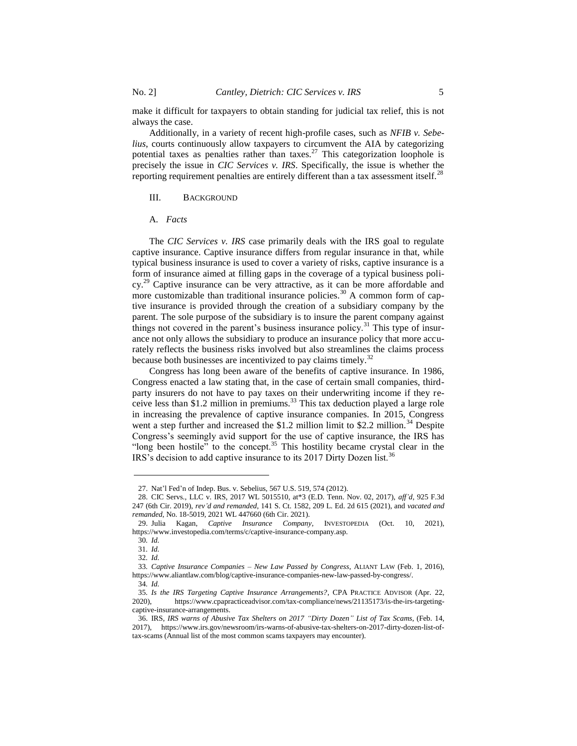make it difficult for taxpayers to obtain standing for judicial tax relief, this is not always the case.

Additionally, in a variety of recent high-profile cases, such as *NFIB v. Sebelius*, courts continuously allow taxpayers to circumvent the AIA by categorizing potential taxes as penalties rather than taxes.[27] This categorization loophole is precisely the issue in *CIC Services v. IRS*. Specifically, the issue is whether the reporting requirement penalties are entirely different than a tax assessment itself.[28]

## III. Background

### A. *Facts*

The *CIC Services v. IRS* case primarily deals with the IRS goal to regulate captive insurance. Captive insurance differs from regular insurance in that, while typical business insurance is used to cover a variety of risks, captive insurance is a form of insurance aimed at filling gaps in the coverage of a typical business policy.[29] Captive insurance can be very attractive, as it can be more affordable and more customizable than traditional insurance policies.[30] A common form of captive insurance is provided through the creation of a subsidiary company by the parent. The sole purpose of the subsidiary is to insure the parent company against things not covered in the parent's business insurance policy.[31] This type of insurance not only allows the subsidiary to produce an insurance policy that more accurately reflects the business risks involved but also streamlines the claims process because both businesses are incentivized to pay claims timely.[32]

Congress has long been aware of the benefits of captive insurance. In 1986, Congress enacted a law stating that, in the case of certain small companies, third-party insurers do not have to pay taxes on their underwriting income if they receive less than $1.2 million in premiums.[33] This tax deduction played a large role in increasing the prevalence of captive insurance companies. In 2015, Congress went a step further and increased the $1.2 million limit to $2.2 million.[34] Despite Congress's seemingly avid support for the use of captive insurance, the IRS has "long been hostile" to the concept.[35] This hostility became crystal clear in the IRS's decision to add captive insurance to its 2017 Dirty Dozen list.[36]

---

27. Nat'l Fed'n of Indep. Bus. v. Sebelius, 567 U.S. 519, 574 (2012).

28. CIC Servs., LLC v. IRS, 2017 WL 5015510, at*3 (E.D. Tenn. Nov. 02, 2017), *aff'd*, 925 F.3d 247 (6th Cir. 2019), *rev'd and remanded*, 141 S. Ct. 1582, 209 L. Ed. 2d 615 (2021), and *vacated and remanded*, No. 18-5019, 2021 WL 447660 (6th Cir. 2021).

29. Julia Kagan, *Captive Insurance Company*, INVESTOPEDIA (Oct. 10, 2021), https://www.investopedia.com/terms/c/captive-insurance-company.asp.

30. *Id.*

31. *Id.*

32. *Id.*

33. *Captive Insurance Companies – New Law Passed by Congress*, ALIANT LAW (Feb. 1, 2016), https://www.aliantlaw.com/blog/captive-insurance-companies-new-law-passed-by-congress/.

34. *Id.*

35. *Is the IRS Targeting Captive Insurance Arrangements?*, CPA PRACTICE ADVISOR (Apr. 22, 2020), https://www.cpapracticeadvisor.com/tax-compliance/news/21135173/is-the-irs-targeting-captive-insurance-arrangements.

36. IRS, *IRS warns of Abusive Tax Shelters on 2017 "Dirty Dozen" List of Tax Scams*, (Feb. 14, 2017), https://www.irs.gov/newsroom/irs-warns-of-abusive-tax-shelters-on-2017-dirty-dozen-list-of-tax-scams (Annual list of the most common scams taxpayers may encounter).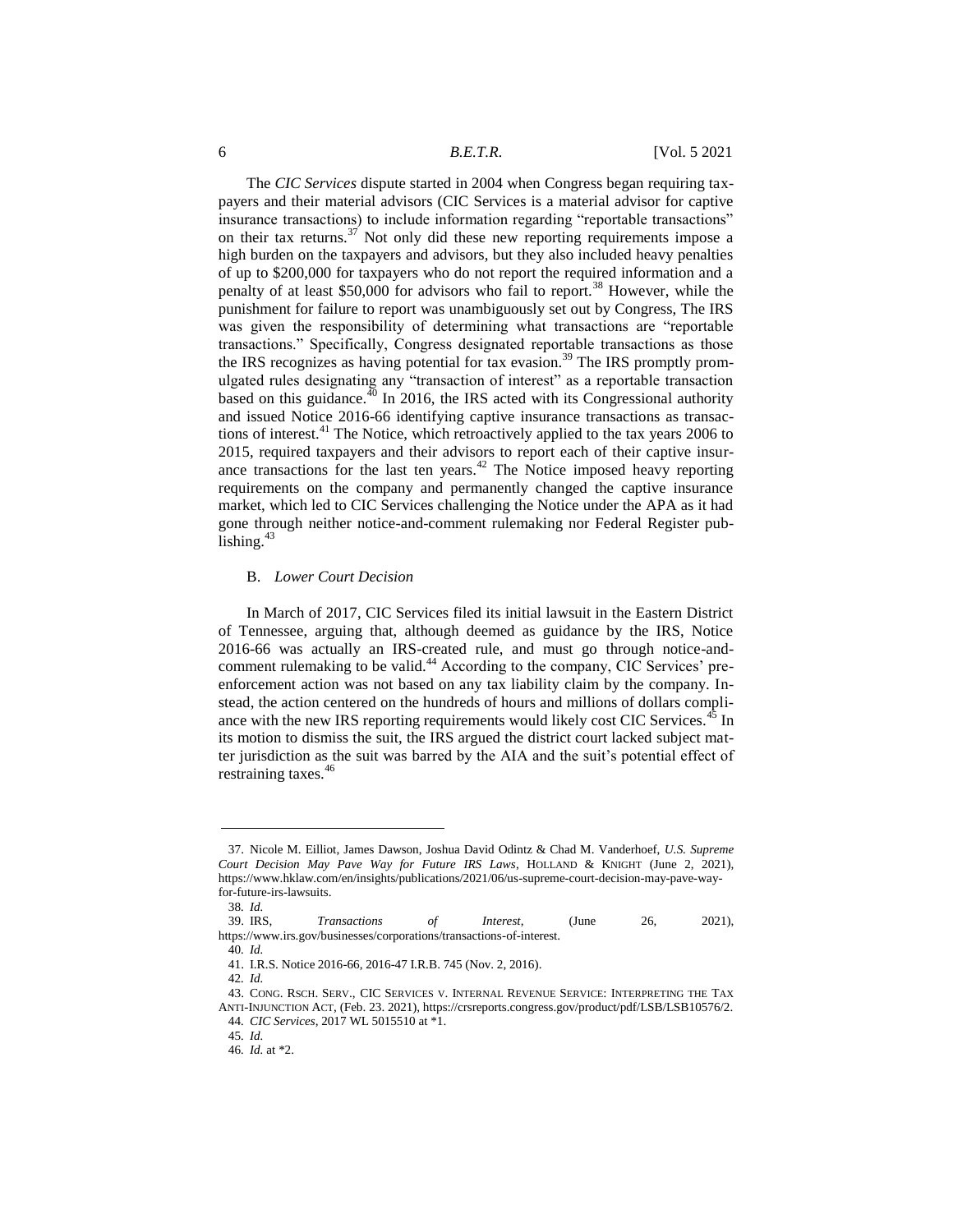The *CIC Services* dispute started in 2004 when Congress began requiring taxpayers and their material advisors (CIC Services is a material advisor for captive insurance transactions) to include information regarding "reportable transactions" on their tax returns.[37] Not only did these new reporting requirements impose a high burden on the taxpayers and advisors, but they also included heavy penalties of up to $200,000 for taxpayers who do not report the required information and a penalty of at least $50,000 for advisors who fail to report.[38] However, while the punishment for failure to report was unambiguously set out by Congress, The IRS was given the responsibility of determining what transactions are "reportable transactions." Specifically, Congress designated reportable transactions as those the IRS recognizes as having potential for tax evasion.[39] The IRS promptly promulgated rules designating any "transaction of interest" as a reportable transaction based on this guidance.[40] In 2016, the IRS acted with its Congressional authority and issued Notice 2016-66 identifying captive insurance transactions as transactions of interest.[41] The Notice, which retroactively applied to the tax years 2006 to 2015, required taxpayers and their advisors to report each of their captive insurance transactions for the last ten years.[42] The Notice imposed heavy reporting requirements on the company and permanently changed the captive insurance market, which led to CIC Services challenging the Notice under the APA as it had gone through neither notice-and-comment rulemaking nor Federal Register publishing.[43]

### B. *Lower Court Decision*

In March of 2017, CIC Services filed its initial lawsuit in the Eastern District of Tennessee, arguing that, although deemed as guidance by the IRS, Notice 2016-66 was actually an IRS-created rule, and must go through notice-and-comment rulemaking to be valid.[44] According to the company, CIC Services' pre-enforcement action was not based on any tax liability claim by the company. Instead, the action centered on the hundreds of hours and millions of dollars compliance with the new IRS reporting requirements would likely cost CIC Services.[45] In its motion to dismiss the suit, the IRS argued the district court lacked subject matter jurisdiction as the suit was barred by the AIA and the suit's potential effect of restraining taxes.[46]

---

37. Nicole M. Eilliot, James Dawson, Joshua David Odintz & Chad M. Vanderhoef, *U.S. Supreme Court Decision May Pave Way for Future IRS Laws*, HOLLAND & KNIGHT (June 2, 2021), https://www.hklaw.com/en/insights/publications/2021/06/us-supreme-court-decision-may-pave-way-for-future-irs-lawsuits.

38. *Id.*

39. IRS, *Transactions of Interest*, (June 26, 2021), https://www.irs.gov/businesses/corporations/transactions-of-interest.

40. *Id.*

41. I.R.S. Notice 2016-66, 2016-47 I.R.B. 745 (Nov. 2, 2016).

42. *Id.*

43. CONG. RSCH. SERV., CIC SERVICES V. INTERNAL REVENUE SERVICE: INTERPRETING THE TAX ANTI-INJUNCTION ACT, (Feb. 23. 2021), https://crsreports.congress.gov/product/pdf/LSB/LSB10576/2.

44. *CIC Services*, 2017 WL 5015510 at *1.

45. *Id.*

46. *Id.* at *2.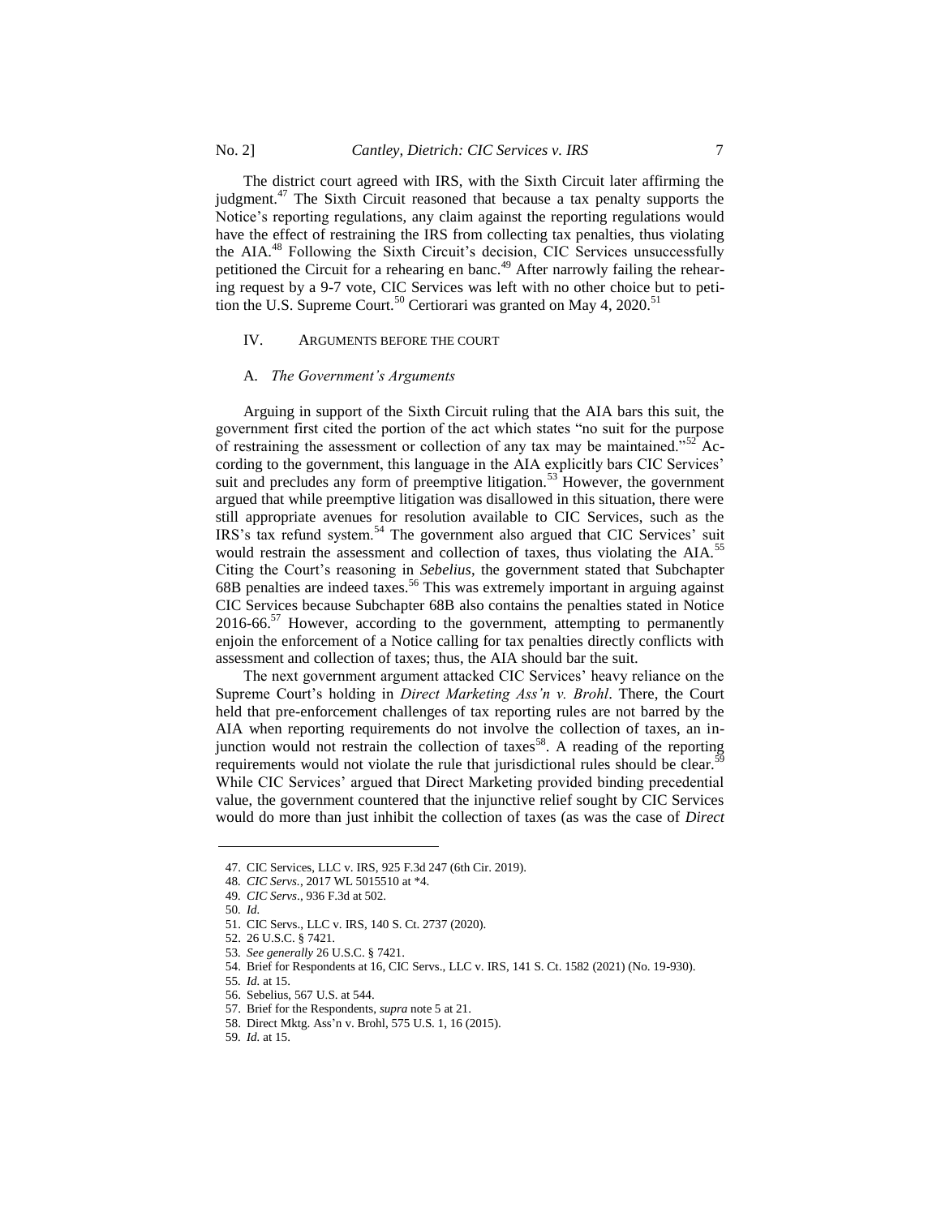The district court agreed with IRS, with the Sixth Circuit later affirming the judgment.[47] The Sixth Circuit reasoned that because a tax penalty supports the Notice's reporting regulations, any claim against the reporting regulations would have the effect of restraining the IRS from collecting tax penalties, thus violating the AIA.[48] Following the Sixth Circuit's decision, CIC Services unsuccessfully petitioned the Circuit for a rehearing en banc.[49] After narrowly failing the rehearing request by a 9-7 vote, CIC Services was left with no other choice but to petition the U.S. Supreme Court.[50] Certiorari was granted on May 4, 2020.[51]

## IV. ARGUMENTS BEFORE THE COURT

### A. *The Government's Arguments*

Arguing in support of the Sixth Circuit ruling that the AIA bars this suit, the government first cited the portion of the act which states "no suit for the purpose of restraining the assessment or collection of any tax may be maintained."[52] According to the government, this language in the AIA explicitly bars CIC Services' suit and precludes any form of preemptive litigation.[53] However, the government argued that while preemptive litigation was disallowed in this situation, there were still appropriate avenues for resolution available to CIC Services, such as the IRS's tax refund system.[54] The government also argued that CIC Services' suit would restrain the assessment and collection of taxes, thus violating the AIA.[55] Citing the Court's reasoning in *Sebelius*, the government stated that Subchapter 68B penalties are indeed taxes.[56] This was extremely important in arguing against CIC Services because Subchapter 68B also contains the penalties stated in Notice 2016-66.[57] However, according to the government, attempting to permanently enjoin the enforcement of a Notice calling for tax penalties directly conflicts with assessment and collection of taxes; thus, the AIA should bar the suit.

The next government argument attacked CIC Services' heavy reliance on the Supreme Court's holding in *Direct Marketing Ass'n v. Brohl*. There, the Court held that pre-enforcement challenges of tax reporting rules are not barred by the AIA when reporting requirements do not involve the collection of taxes, an injunction would not restrain the collection of taxes[58]. A reading of the reporting requirements would not violate the rule that jurisdictional rules should be clear.[59] While CIC Services' argued that Direct Marketing provided binding precedential value, the government countered that the injunctive relief sought by CIC Services would do more than just inhibit the collection of taxes (as was the case of *Direct*

---

47. CIC Services, LLC v. IRS, 925 F.3d 247 (6th Cir. 2019).
48. *CIC Servs.*, 2017 WL 5015510 at *4.
49. *CIC Servs*., 936 F.3d at 502.
50. *Id.*
51. CIC Servs., LLC v. IRS, 140 S. Ct. 2737 (2020).
52. 26 U.S.C. § 7421.
53. *See generally* 26 U.S.C. § 7421.
54. Brief for Respondents at 16, CIC Servs., LLC v. IRS, 141 S. Ct. 1582 (2021) (No. 19-930).
55. *Id.* at 15.
56. Sebelius, 567 U.S. at 544.
57. Brief for the Respondents, *supra* note 5 at 21.
58. Direct Mktg. Ass'n v. Brohl, 575 U.S. 1, 16 (2015).
59. *Id.* at 15.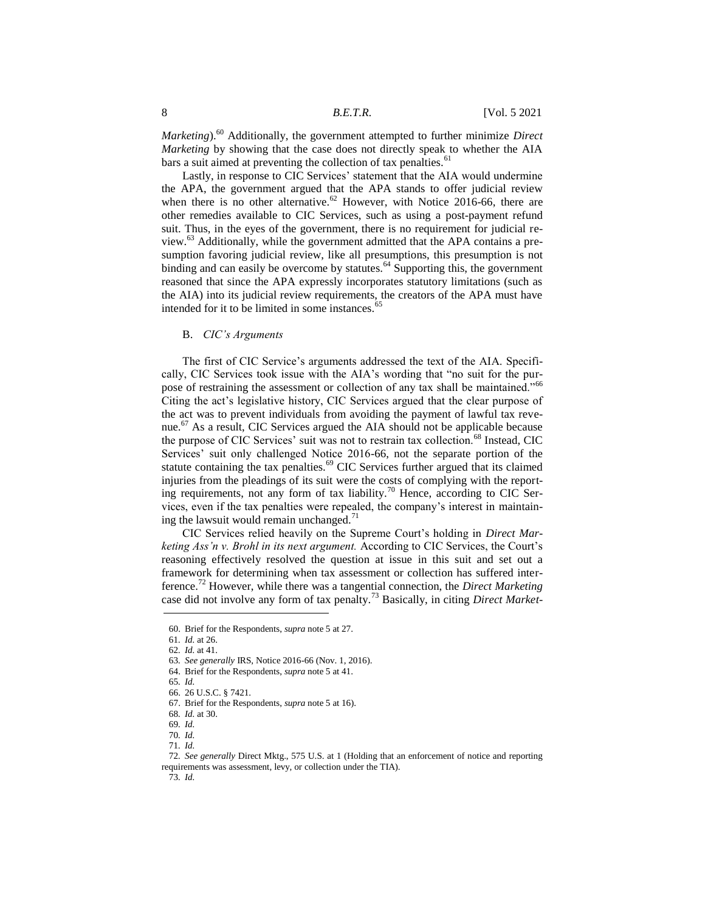*Marketing*).[60] Additionally, the government attempted to further minimize *Direct Marketing* by showing that the case does not directly speak to whether the AIA bars a suit aimed at preventing the collection of tax penalties.[61]

Lastly, in response to CIC Services' statement that the AIA would undermine the APA, the government argued that the APA stands to offer judicial review when there is no other alternative.[62] However, with Notice 2016-66, there are other remedies available to CIC Services, such as using a post-payment refund suit. Thus, in the eyes of the government, there is no requirement for judicial review.[63] Additionally, while the government admitted that the APA contains a presumption favoring judicial review, like all presumptions, this presumption is not binding and can easily be overcome by statutes.[64] Supporting this, the government reasoned that since the APA expressly incorporates statutory limitations (such as the AIA) into its judicial review requirements, the creators of the APA must have intended for it to be limited in some instances.[65]

### B. *CIC's Arguments*

The first of CIC Service's arguments addressed the text of the AIA. Specifically, CIC Services took issue with the AIA's wording that "no suit for the purpose of restraining the assessment or collection of any tax shall be maintained."[66] Citing the act's legislative history, CIC Services argued that the clear purpose of the act was to prevent individuals from avoiding the payment of lawful tax revenue.[67] As a result, CIC Services argued the AIA should not be applicable because the purpose of CIC Services' suit was not to restrain tax collection.[68] Instead, CIC Services' suit only challenged Notice 2016-66, not the separate portion of the statute containing the tax penalties.[69] CIC Services further argued that its claimed injuries from the pleadings of its suit were the costs of complying with the reporting requirements, not any form of tax liability.[70] Hence, according to CIC Services, even if the tax penalties were repealed, the company's interest in maintaining the lawsuit would remain unchanged.[71]

CIC Services relied heavily on the Supreme Court's holding in *Direct Marketing Ass'n v. Brohl in its next argument.* According to CIC Services, the Court's reasoning effectively resolved the question at issue in this suit and set out a framework for determining when tax assessment or collection has suffered interference.[72] However, while there was a tangential connection, the *Direct Marketing* case did not involve any form of tax penalty.[73] Basically, in citing *Direct Market-*

---

60. Brief for the Respondents, *supra* note 5 at 27.

61. *Id.* at 26.

62. *Id.* at 41.

63. *See generally* IRS, Notice 2016-66 (Nov. 1, 2016).

64. Brief for the Respondents, *supra* note 5 at 41.

65. *Id.*

66. 26 U.S.C. § 7421.

67. Brief for the Respondents, *supra* note 5 at 16).

68. *Id.* at 30.

69. *Id.*

70. *Id.*

71. *Id.*

72. *See generally* Direct Mktg., 575 U.S. at 1 (Holding that an enforcement of notice and reporting requirements was assessment, levy, or collection under the TIA).

73. *Id.*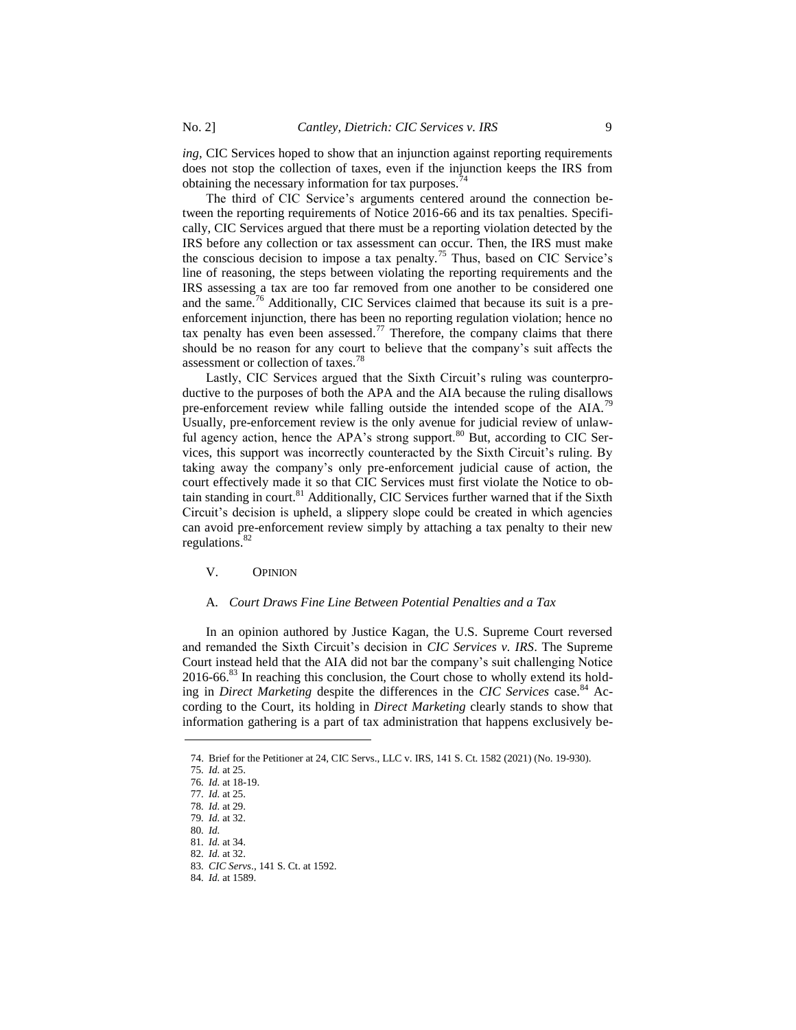*ing*, CIC Services hoped to show that an injunction against reporting requirements does not stop the collection of taxes, even if the injunction keeps the IRS from obtaining the necessary information for tax purposes.[74]

The third of CIC Service's arguments centered around the connection between the reporting requirements of Notice 2016-66 and its tax penalties. Specifically, CIC Services argued that there must be a reporting violation detected by the IRS before any collection or tax assessment can occur. Then, the IRS must make the conscious decision to impose a tax penalty.[75] Thus, based on CIC Service's line of reasoning, the steps between violating the reporting requirements and the IRS assessing a tax are too far removed from one another to be considered one and the same.[76] Additionally, CIC Services claimed that because its suit is a pre-enforcement injunction, there has been no reporting regulation violation; hence no tax penalty has even been assessed.[77] Therefore, the company claims that there should be no reason for any court to believe that the company's suit affects the assessment or collection of taxes.[78]

Lastly, CIC Services argued that the Sixth Circuit's ruling was counterproductive to the purposes of both the APA and the AIA because the ruling disallows pre-enforcement review while falling outside the intended scope of the AIA.[79] Usually, pre-enforcement review is the only avenue for judicial review of unlawful agency action, hence the APA's strong support.[80] But, according to CIC Services, this support was incorrectly counteracted by the Sixth Circuit's ruling. By taking away the company's only pre-enforcement judicial cause of action, the court effectively made it so that CIC Services must first violate the Notice to obtain standing in court.[81] Additionally, CIC Services further warned that if the Sixth Circuit's decision is upheld, a slippery slope could be created in which agencies can avoid pre-enforcement review simply by attaching a tax penalty to their new regulations.[82]

## V. OPINION

### A. *Court Draws Fine Line Between Potential Penalties and a Tax*

In an opinion authored by Justice Kagan, the U.S. Supreme Court reversed and remanded the Sixth Circuit's decision in *CIC Services v. IRS*. The Supreme Court instead held that the AIA did not bar the company's suit challenging Notice 2016-66.[83] In reaching this conclusion, the Court chose to wholly extend its holding in *Direct Marketing* despite the differences in the *CIC Services* case.[84] According to the Court, its holding in *Direct Marketing* clearly stands to show that information gathering is a part of tax administration that happens exclusively be-

---

74. Brief for the Petitioner at 24, CIC Servs., LLC v. IRS, 141 S. Ct. 1582 (2021) (No. 19-930).
75. *Id.* at 25.
76. *Id.* at 18-19.
77. *Id.* at 25.
78. *Id.* at 29.
79. *Id.* at 32.
80. *Id.*
81. *Id.* at 34.
82. *Id.* at 32.
83. *CIC Servs.*, 141 S. Ct. at 1592.
84. *Id.* at 1589.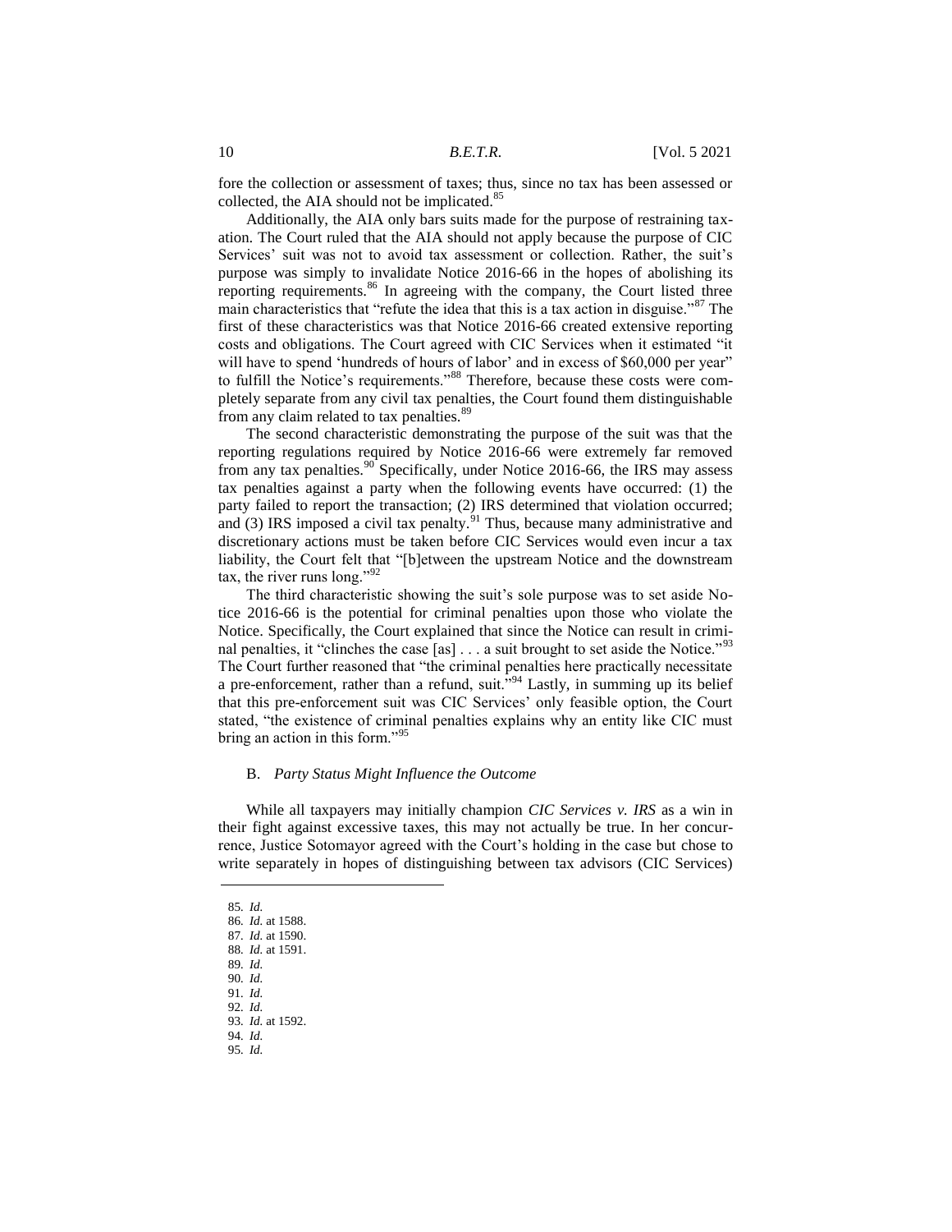fore the collection or assessment of taxes; thus, since no tax has been assessed or collected, the AIA should not be implicated.[85]

Additionally, the AIA only bars suits made for the purpose of restraining taxation. The Court ruled that the AIA should not apply because the purpose of CIC Services' suit was not to avoid tax assessment or collection. Rather, the suit's purpose was simply to invalidate Notice 2016-66 in the hopes of abolishing its reporting requirements.[86] In agreeing with the company, the Court listed three main characteristics that "refute the idea that this is a tax action in disguise."[87] The first of these characteristics was that Notice 2016-66 created extensive reporting costs and obligations. The Court agreed with CIC Services when it estimated "it will have to spend 'hundreds of hours of labor' and in excess of $60,000 per year" to fulfill the Notice's requirements."[88] Therefore, because these costs were completely separate from any civil tax penalties, the Court found them distinguishable from any claim related to tax penalties.[89]

The second characteristic demonstrating the purpose of the suit was that the reporting regulations required by Notice 2016-66 were extremely far removed from any tax penalties.[90] Specifically, under Notice 2016-66, the IRS may assess tax penalties against a party when the following events have occurred: (1) the party failed to report the transaction; (2) IRS determined that violation occurred; and (3) IRS imposed a civil tax penalty.[91] Thus, because many administrative and discretionary actions must be taken before CIC Services would even incur a tax liability, the Court felt that "[b]etween the upstream Notice and the downstream tax, the river runs long."[92]

The third characteristic showing the suit's sole purpose was to set aside Notice 2016-66 is the potential for criminal penalties upon those who violate the Notice. Specifically, the Court explained that since the Notice can result in criminal penalties, it "clinches the case [as] . . . a suit brought to set aside the Notice."[93] The Court further reasoned that "the criminal penalties here practically necessitate a pre-enforcement, rather than a refund, suit."[94] Lastly, in summing up its belief that this pre-enforcement suit was CIC Services' only feasible option, the Court stated, "the existence of criminal penalties explains why an entity like CIC must bring an action in this form."[95]

### B. *Party Status Might Influence the Outcome*

While all taxpayers may initially champion *CIC Services v. IRS* as a win in their fight against excessive taxes, this may not actually be true. In her concurrence, Justice Sotomayor agreed with the Court's holding in the case but chose to write separately in hopes of distinguishing between tax advisors (CIC Services)

---

85. *Id.*
86. *Id.* at 1588.
87. *Id.* at 1590.
88. *Id.* at 1591.
89. *Id.*
90. *Id.*
91. *Id.*
92. *Id.*
93. *Id.* at 1592.
94. *Id.*
95. *Id.*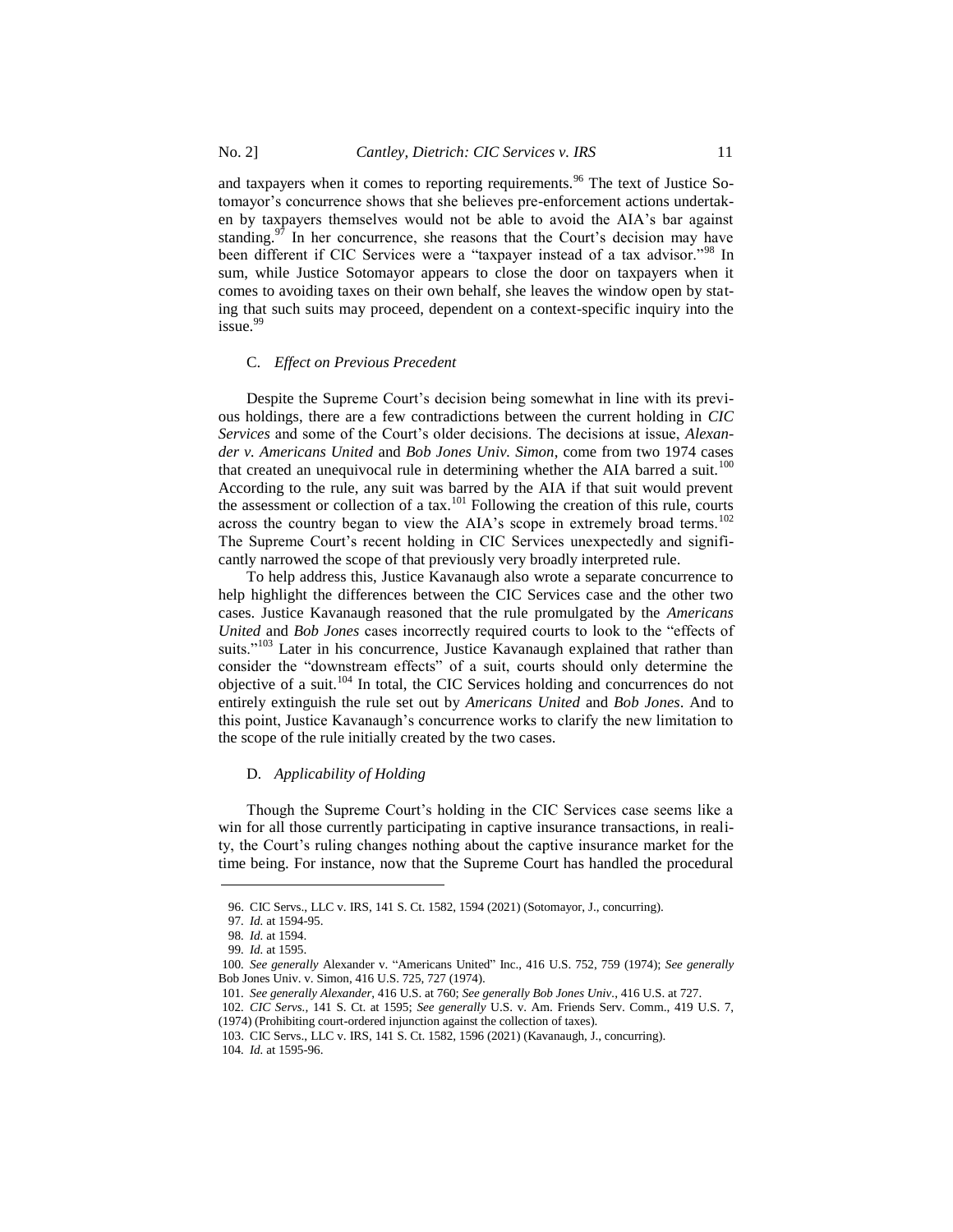and taxpayers when it comes to reporting requirements.[96] The text of Justice Sotomayor's concurrence shows that she believes pre-enforcement actions undertaken by taxpayers themselves would not be able to avoid the AIA's bar against standing.[97] In her concurrence, she reasons that the Court's decision may have been different if CIC Services were a "taxpayer instead of a tax advisor."[98] In sum, while Justice Sotomayor appears to close the door on taxpayers when it comes to avoiding taxes on their own behalf, she leaves the window open by stating that such suits may proceed, dependent on a context-specific inquiry into the issue.[99]

### C. *Effect on Previous Precedent*

Despite the Supreme Court's decision being somewhat in line with its previous holdings, there are a few contradictions between the current holding in *CIC Services* and some of the Court's older decisions. The decisions at issue, *Alexander v. Americans United* and *Bob Jones Univ. Simon*, come from two 1974 cases that created an unequivocal rule in determining whether the AIA barred a suit.[100] According to the rule, any suit was barred by the AIA if that suit would prevent the assessment or collection of a tax.[101] Following the creation of this rule, courts across the country began to view the AIA's scope in extremely broad terms.[102] The Supreme Court's recent holding in CIC Services unexpectedly and significantly narrowed the scope of that previously very broadly interpreted rule.

To help address this, Justice Kavanaugh also wrote a separate concurrence to help highlight the differences between the CIC Services case and the other two cases. Justice Kavanaugh reasoned that the rule promulgated by the *Americans United* and *Bob Jones* cases incorrectly required courts to look to the "effects of suits."[103] Later in his concurrence, Justice Kavanaugh explained that rather than consider the "downstream effects" of a suit, courts should only determine the objective of a suit.[104] In total, the CIC Services holding and concurrences do not entirely extinguish the rule set out by *Americans United* and *Bob Jones*. And to this point, Justice Kavanaugh's concurrence works to clarify the new limitation to the scope of the rule initially created by the two cases.

### D. *Applicability of Holding*

Though the Supreme Court's holding in the CIC Services case seems like a win for all those currently participating in captive insurance transactions, in reality, the Court's ruling changes nothing about the captive insurance market for the time being. For instance, now that the Supreme Court has handled the procedural

---

96. CIC Servs., LLC v. IRS, 141 S. Ct. 1582, 1594 (2021) (Sotomayor, J., concurring).

97. *Id.* at 1594-95.

98. *Id.* at 1594.

99. *Id.* at 1595.

100. *See generally* Alexander v. "Americans United" Inc., 416 U.S. 752, 759 (1974); *See generally* Bob Jones Univ. v. Simon, 416 U.S. 725, 727 (1974).

101. *See generally Alexander*, 416 U.S. at 760; *See generally Bob Jones Univ.*, 416 U.S. at 727.

102. *CIC Servs.*, 141 S. Ct. at 1595; *See generally* U.S. v. Am. Friends Serv. Comm., 419 U.S. 7, (1974) (Prohibiting court-ordered injunction against the collection of taxes).

103. CIC Servs., LLC v. IRS, 141 S. Ct. 1582, 1596 (2021) (Kavanaugh, J., concurring).

104. *Id.* at 1595-96.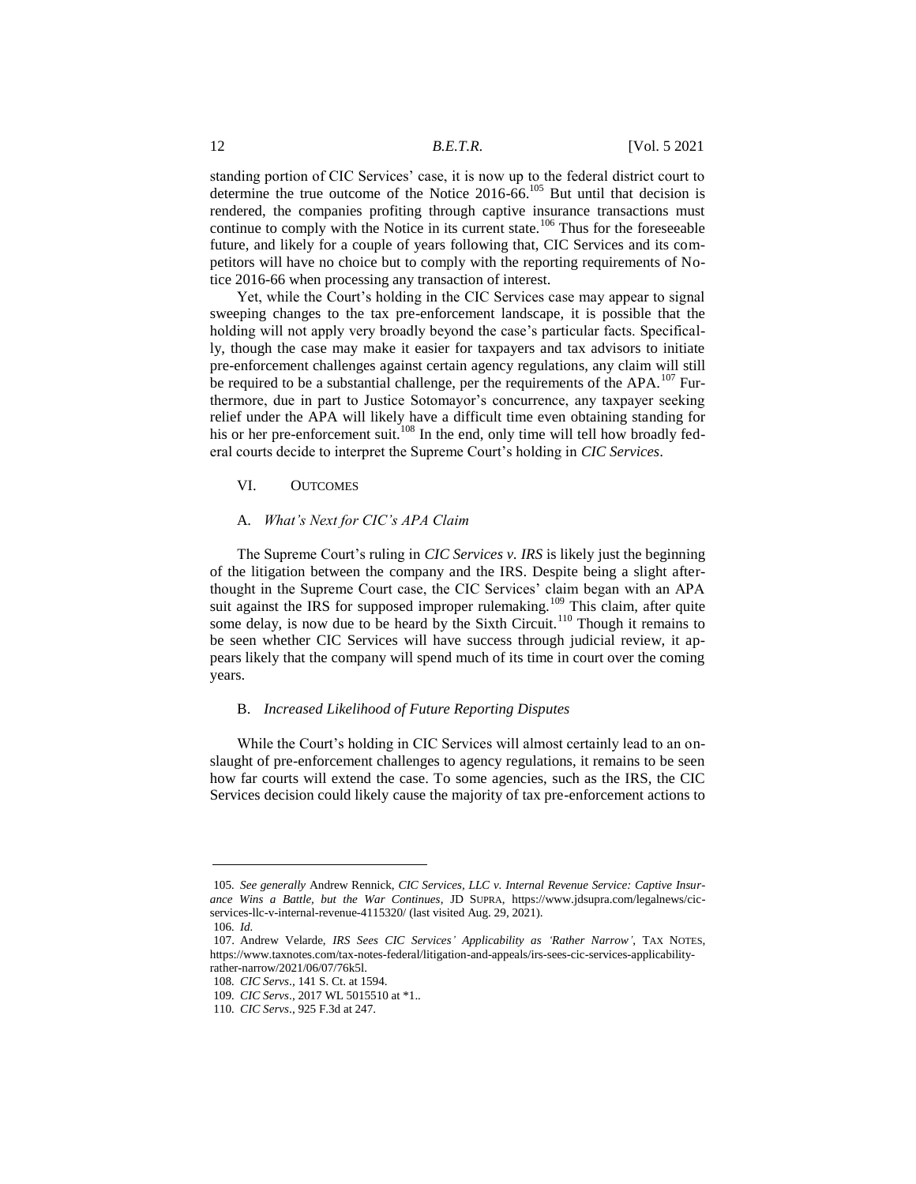standing portion of CIC Services' case, it is now up to the federal district court to determine the true outcome of the Notice 2016-66.[105] But until that decision is rendered, the companies profiting through captive insurance transactions must continue to comply with the Notice in its current state.[106] Thus for the foreseeable future, and likely for a couple of years following that, CIC Services and its competitors will have no choice but to comply with the reporting requirements of Notice 2016-66 when processing any transaction of interest.

Yet, while the Court's holding in the CIC Services case may appear to signal sweeping changes to the tax pre-enforcement landscape, it is possible that the holding will not apply very broadly beyond the case's particular facts. Specifically, though the case may make it easier for taxpayers and tax advisors to initiate pre-enforcement challenges against certain agency regulations, any claim will still be required to be a substantial challenge, per the requirements of the APA.[107] Furthermore, due in part to Justice Sotomayor's concurrence, any taxpayer seeking relief under the APA will likely have a difficult time even obtaining standing for his or her pre-enforcement suit.[108] In the end, only time will tell how broadly federal courts decide to interpret the Supreme Court's holding in *CIC Services*.

## VI. Outcomes

### A. *What's Next for CIC's APA Claim*

The Supreme Court's ruling in *CIC Services v. IRS* is likely just the beginning of the litigation between the company and the IRS. Despite being a slight afterthought in the Supreme Court case, the CIC Services' claim began with an APA suit against the IRS for supposed improper rulemaking.[109] This claim, after quite some delay, is now due to be heard by the Sixth Circuit.[110] Though it remains to be seen whether CIC Services will have success through judicial review, it appears likely that the company will spend much of its time in court over the coming years.

### B. *Increased Likelihood of Future Reporting Disputes*

While the Court's holding in CIC Services will almost certainly lead to an onslaught of pre-enforcement challenges to agency regulations, it remains to be seen how far courts will extend the case. To some agencies, such as the IRS, the CIC Services decision could likely cause the majority of tax pre-enforcement actions to

---

105. *See generally* Andrew Rennick, *CIC Services, LLC v. Internal Revenue Service: Captive Insurance Wins a Battle, but the War Continues*, JD SUPRA, https://www.jdsupra.com/legalnews/cic-services-llc-v-internal-revenue-4115320/ (last visited Aug. 29, 2021).

106. *Id.*

107. Andrew Velarde, *IRS Sees CIC Services' Applicability as 'Rather Narrow'*, TAX NOTES, https://www.taxnotes.com/tax-notes-federal/litigation-and-appeals/irs-sees-cic-services-applicability-rather-narrow/2021/06/07/76k5l.

108. *CIC Servs.*, 141 S. Ct. at 1594.

109. *CIC Servs.*, 2017 WL 5015510 at *1..

110. *CIC Servs.*, 925 F.3d at 247.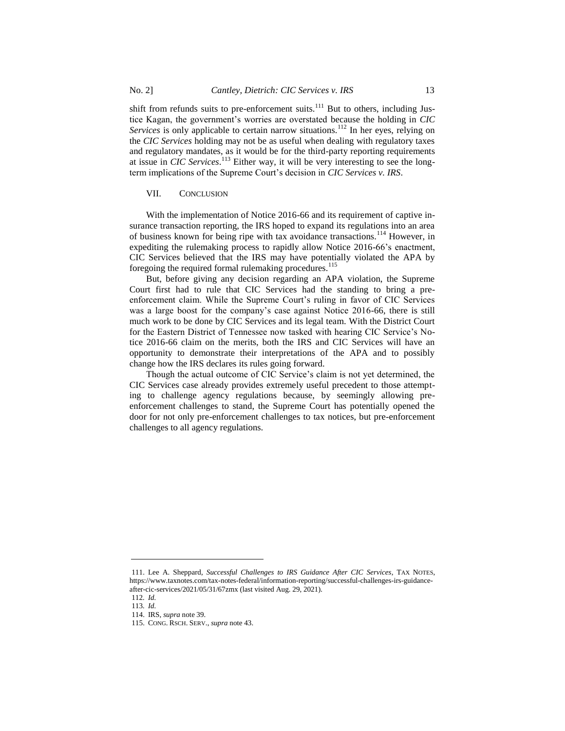shift from refunds suits to pre-enforcement suits.[111] But to others, including Justice Kagan, the government's worries are overstated because the holding in *CIC Services* is only applicable to certain narrow situations.[112] In her eyes, relying on the *CIC Services* holding may not be as useful when dealing with regulatory taxes and regulatory mandates, as it would be for the third-party reporting requirements at issue in *CIC Services*.[113] Either way, it will be very interesting to see the long-term implications of the Supreme Court's decision in *CIC Services v. IRS*.

## VII. CONCLUSION

With the implementation of Notice 2016-66 and its requirement of captive insurance transaction reporting, the IRS hoped to expand its regulations into an area of business known for being ripe with tax avoidance transactions.[114] However, in expediting the rulemaking process to rapidly allow Notice 2016-66's enactment, CIC Services believed that the IRS may have potentially violated the APA by foregoing the required formal rulemaking procedures.[115]

But, before giving any decision regarding an APA violation, the Supreme Court first had to rule that CIC Services had the standing to bring a pre-enforcement claim. While the Supreme Court's ruling in favor of CIC Services was a large boost for the company's case against Notice 2016-66, there is still much work to be done by CIC Services and its legal team. With the District Court for the Eastern District of Tennessee now tasked with hearing CIC Service's Notice 2016-66 claim on the merits, both the IRS and CIC Services will have an opportunity to demonstrate their interpretations of the APA and to possibly change how the IRS declares its rules going forward.

Though the actual outcome of CIC Service's claim is not yet determined, the CIC Services case already provides extremely useful precedent to those attempting to challenge agency regulations because, by seemingly allowing pre-enforcement challenges to stand, the Supreme Court has potentially opened the door for not only pre-enforcement challenges to tax notices, but pre-enforcement challenges to all agency regulations.

---

111. Lee A. Sheppard, *Successful Challenges to IRS Guidance After CIC Services*, TAX NOTES, https://www.taxnotes.com/tax-notes-federal/information-reporting/successful-challenges-irs-guidance-after-cic-services/2021/05/31/67zmx (last visited Aug. 29, 2021).

112. *Id.*

113. *Id.*

114. IRS, *supra* note 39.

115. CONG. RSCH. SERV., *supra* note 43.